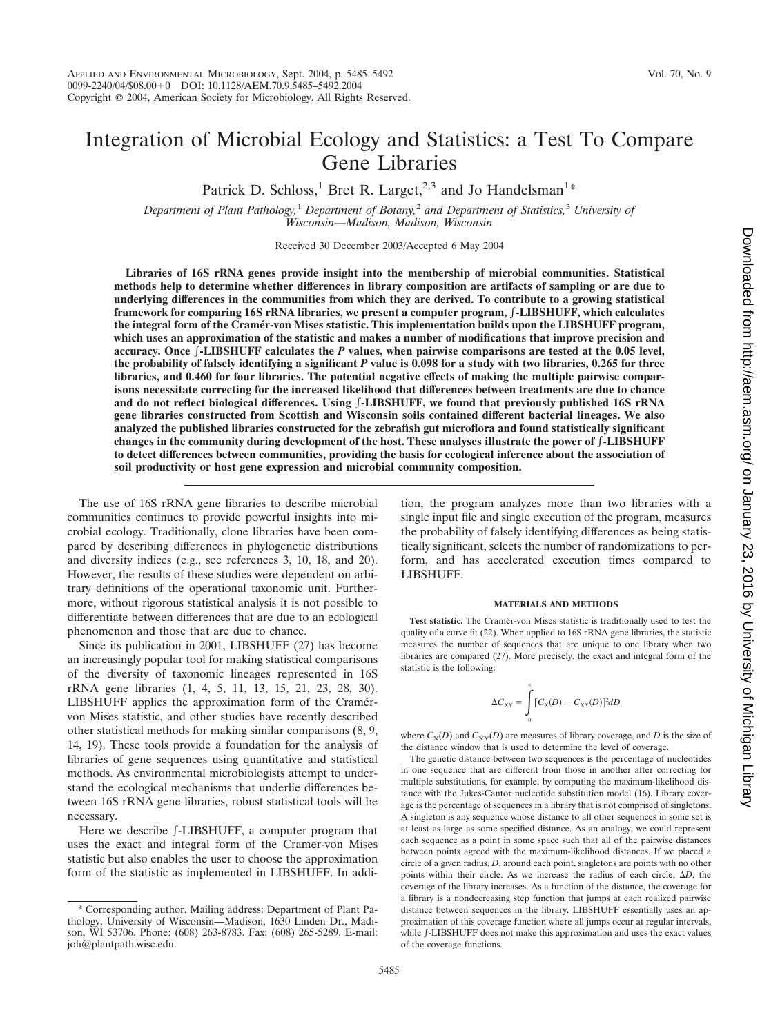# Integration of Microbial Ecology and Statistics: a Test To Compare Gene Libraries

Patrick D. Schloss,[1] Bret R. Larget,[2,3] and Jo Handelsman[1]*

*Department of Plant Pathology,[1] Department of Botany,[2] and Department of Statistics,[3] University of Wisconsin—Madison, Madison, Wisconsin*

Received 30 December 2003/Accepted 6 May 2004

**Libraries of 16S rRNA genes provide insight into the membership of microbial communities. Statistical methods help to determine whether differences in library composition are artifacts of sampling or are due to underlying differences in the communities from which they are derived. To contribute to a growing statistical framework for comparing 16S rRNA libraries, we present a computer program, ∫-LIBSHUFF, which calculates the integral form of the Cramér-von Mises statistic. This implementation builds upon the LIBSHUFF program, which uses an approximation of the statistic and makes a number of modifications that improve precision and accuracy. Once ∫-LIBSHUFF calculates the *P* values, when pairwise comparisons are tested at the 0.05 level, the probability of falsely identifying a significant *P* value is 0.098 for a study with two libraries, 0.265 for three libraries, and 0.460 for four libraries. The potential negative effects of making the multiple pairwise comparisons necessitate correcting for the increased likelihood that differences between treatments are due to chance and do not reflect biological differences. Using ∫-LIBSHUFF, we found that previously published 16S rRNA gene libraries constructed from Scottish and Wisconsin soils contained different bacterial lineages. We also analyzed the published libraries constructed for the zebrafish gut microflora and found statistically significant changes in the community during development of the host. These analyses illustrate the power of ∫-LIBSHUFF to detect differences between communities, providing the basis for ecological inference about the association of soil productivity or host gene expression and microbial community composition.**

The use of 16S rRNA gene libraries to describe microbial communities continues to provide powerful insights into microbial ecology. Traditionally, clone libraries have been compared by describing differences in phylogenetic distributions and diversity indices (e.g., see references 3, 10, 18, and 20). However, the results of these studies were dependent on arbitrary definitions of the operational taxonomic unit. Furthermore, without rigorous statistical analysis it is not possible to differentiate between differences that are due to an ecological phenomenon and those that are due to chance.

Since its publication in 2001, LIBSHUFF (27) has become an increasingly popular tool for making statistical comparisons of the diversity of taxonomic lineages represented in 16S rRNA gene libraries (1, 4, 5, 11, 13, 15, 21, 23, 28, 30). LIBSHUFF applies the approximation form of the Cramér-von Mises statistic, and other studies have recently described other statistical methods for making similar comparisons (8, 9, 14, 19). These tools provide a foundation for the analysis of libraries of gene sequences using quantitative and statistical methods. As environmental microbiologists attempt to understand the ecological mechanisms that underlie differences between 16S rRNA gene libraries, robust statistical tools will be necessary.

Here we describe ∫-LIBSHUFF, a computer program that uses the exact and integral form of the Cramer-von Mises statistic but also enables the user to choose the approximation form of the statistic as implemented in LIBSHUFF. In addition, the program analyzes more than two libraries with a single input file and single execution of the program, measures the probability of falsely identifying differences as being statistically significant, selects the number of randomizations to perform, and has accelerated execution times compared to LIBSHUFF.

* Corresponding author. Mailing address: Department of Plant Pathology, University of Wisconsin—Madison, 1630 Linden Dr., Madison, WI 53706. Phone: (608) 263-8783. Fax: (608) 265-5289. E-mail: joh@plantpath.wisc.edu.

## MATERIALS AND METHODS

**Test statistic.** The Cramér-von Mises statistic is traditionally used to test the quality of a curve fit (22). When applied to 16S rRNA gene libraries, the statistic measures the number of sequences that are unique to one library when two libraries are compared (27). More precisely, the exact and integral form of the statistic is the following:

$$\Delta C_{XY} = \int_{0}^{\infty} [C_X(D) - C_{XY}(D)]^2 dD$$

where $C_X(D)$ and $C_{XY}(D)$ are measures of library coverage, and $D$ is the size of the distance window that is used to determine the level of coverage.

The genetic distance between two sequences is the percentage of nucleotides in one sequence that are different from those in another after correcting for multiple substitutions, for example, by computing the maximum-likelihood distance with the Jukes-Cantor nucleotide substitution model (16). Library coverage is the percentage of sequences in a library that is not comprised of singletons. A singleton is any sequence whose distance to all other sequences in some set is at least as large as some specified distance. As an analogy, we could represent each sequence as a point in some space such that all of the pairwise distances between points agreed with the maximum-likelihood distances. If we placed a circle of a given radius, $D$, around each point, singletons are points with no other points within their circle. As we increase the radius of each circle, $\Delta D$, the coverage of the library increases. As a function of the distance, the coverage for a library is a nondecreasing step function that jumps at each realized pairwise distance between sequences in the library. LIBSHUFF essentially uses an approximation of this coverage function where all jumps occur at regular intervals, while ∫-LIBSHUFF does not make this approximation and uses the exact values of the coverage functions.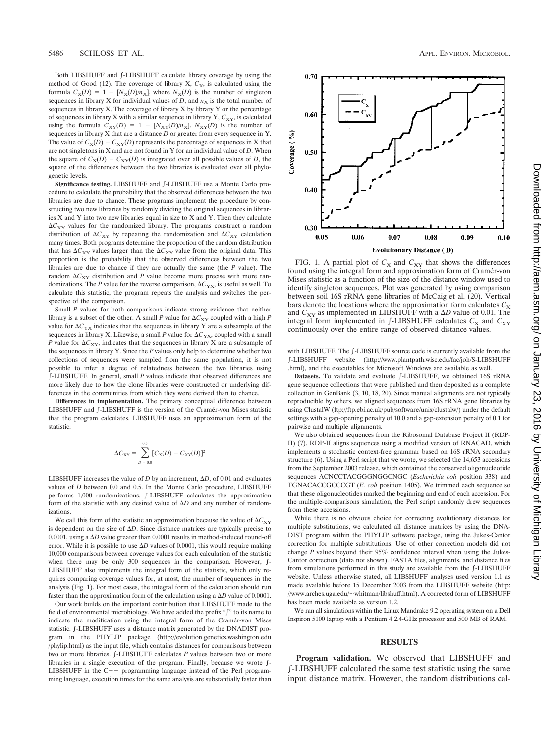Both LIBSHUFF and ∫-LIBSHUFF calculate library coverage by using the method of Good (12). The coverage of library X, $C_X$, is calculated using the formula $C_X(D) = 1 - [N_X(D)/n_X]$, where $N_X(D)$ is the number of singleton sequences in library X for individual values of $D$, and $n_X$ is the total number of sequences in library X. The coverage of library X by library Y or the percentage of sequences in library X with a similar sequence in library Y, $C_{XY}$, is calculated using the formula $C_{XY}(D) = 1 - [N_{XY}(D)/n_X]$. $N_{XY}(D)$ is the number of sequences in library X that are a distance $D$ or greater from every sequence in Y. The value of $C_X(D) - C_{XY}(D)$ represents the percentage of sequences in X that are not singletons in X and are not found in Y for an individual value of $D$. When the square of $C_X(D) - C_{XY}(D)$ is integrated over all possible values of $D$, the square of the differences between the two libraries is evaluated over all phylogenetic levels.

**Significance testing.** LIBSHUFF and ∫-LIBSHUFF use a Monte Carlo procedure to calculate the probability that the observed differences between the two libraries are due to chance. These programs implement the procedure by constructing two new libraries by randomly dividing the original sequences in libraries X and Y into two new libraries equal in size to X and Y. Then they calculate $\Delta C_{XY}$ values for the randomized library. The programs construct a random distribution of $\Delta C_{XY}$ by repeating the randomization and $\Delta C_{XY}$ calculation many times. Both programs determine the proportion of the random distribution that has $\Delta C_{XY}$ values larger than the $\Delta C_{XY}$ value from the original data. This proportion is the probability that the observed differences between the two libraries are due to chance if they are actually the same (the $P$ value). The random $\Delta C_{XY}$ distribution and $P$ value become more precise with more randomizations. The $P$ value for the reverse comparison, $\Delta C_{YX}$, is useful as well. To calculate this statistic, the program repeats the analysis and switches the perspective of the comparison.

Small $P$ values for both comparisons indicate strong evidence that neither library is a subset of the other. A small $P$ value for $\Delta C_{XY}$ coupled with a high $P$ value for $\Delta C_{YX}$ indicates that the sequences in library Y are a subsample of the sequences in library X. Likewise, a small $P$ value for $\Delta C_{YX}$, coupled with a small $P$ value for $\Delta C_{XY}$, indicates that the sequences in library X are a subsample of the sequences in library Y. Since the $P$ values only help to determine whether two collections of sequences were sampled from the same population, it is not possible to infer a degree of relatedness between the two libraries using ∫-LIBSHUFF. In general, small $P$ values indicate that observed differences are more likely due to how the clone libraries were constructed or underlying differences in the communities from which they were derived than to chance.

**Differences in implementation.** The primary conceptual difference between LIBSHUFF and ∫-LIBSHUFF is the version of the Cramér-von Mises statistic that the program calculates. LIBSHUFF uses an approximation form of the statistic:

$$\Delta C_{XY} = \sum_{D=0.0}^{0.5} [C_X(D) - C_{XY}(D)]^2$$

LIBSHUFF increases the value of $D$ by an increment, $\Delta D$, of 0.01 and evaluates values of $D$ between 0.0 and 0.5. In the Monte Carlo procedure, LIBSHUFF performs 1,000 randomizations. ∫-LIBSHUFF calculates the approximation form of the statistic with any desired value of $\Delta D$ and any number of randomizations.

We call this form of the statistic an approximation because the value of $\Delta C_{XY}$ is dependent on the size of $\Delta D$. Since distance matrices are typically precise to 0.0001, using a $\Delta D$ value greater than 0.0001 results in method-induced round-off error. While it is possible to use $\Delta D$ values of 0.0001, this would require making 10,000 comparisons between coverage values for each calculation of the statistic when there may be only 300 sequences in the comparison. However, ∫-LIBSHUFF also implements the integral form of the statistic, which only requires comparing coverage values for, at most, the number of sequences in the analysis (Fig. 1). For most cases, the integral form of the calculation should run faster than the approximation form of the calculation using a $\Delta D$ value of 0.0001.

Our work builds on the important contribution that LIBSHUFF made to the field of environmental microbiology. We have added the prefix "∫" to its name to indicate the modification using the integral form of the Cramér-von Mises statistic. ∫-LIBSHUFF uses a distance matrix generated by the DNADIST program in the PHYLIP package (http://evolution.genetics.washington.edu/phylip.html) as the input file, which contains distances for comparisons between two or more libraries. ∫-LIBSHUFF calculates $P$ values between two or more libraries in a single execution of the program. Finally, because we wrote ∫-LIBSHUFF in the C++ programming language instead of the Perl programming language, execution times for the same analysis are substantially faster than with LIBSHUFF. The ∫-LIBSHUFF source code is currently available from the ∫-LIBSHUFF website (http://www.plantpath.wisc.edu/fac/joh/S-LIBSHUFF.html), and the executables for Microsoft Windows are available as well.

FIG. 1. A partial plot of $C_X$ and $C_{XY}$ that shows the differences found using the integral form and approximation form of Cramér-von Mises statistic as a function of the size of the distance window used to identify singleton sequences. Plot was generated by using comparison between soil 16S rRNA gene libraries of McCaig et al. (20). Vertical bars denote the locations where the approximation form calculates $C_X$ and $C_{XY}$ as implemented in LIBSHUFF with a $\Delta D$ value of 0.01. The integral form implemented in ∫-LIBSHUFF calculates $C_X$ and $C_{XY}$ continuously over the entire range of observed distance values.

**Datasets.** To validate and evaluate ∫-LIBSHUFF, we obtained 16S rRNA gene sequence collections that were published and then deposited as a complete collection in GenBank (3, 10, 18, 20). Since manual alignments are not typically reproducible by others, we aligned sequences from 16S rRNA gene libraries by using ClustalW (ftp://ftp.ebi.ac.uk/pub/software/unix/clustalw/) under the default settings with a gap-opening penalty of 10.0 and a gap-extension penalty of 0.1 for pairwise and multiple alignments.

We also obtained sequences from the Ribosomal Database Project II (RDP-II) (7). RDP-II aligns sequences using a modified version of RNACAD, which implements a stochastic context-free grammar based on 16S rRNA secondary structure (6). Using a Perl script that we wrote, we selected the 14,653 accessions from the September 2003 release, which contained the conserved oligonucleotide sequences ACNCCTACGGGNGGCNGC (*Escherichia coli* position 338) and TGNACACCGCCCGT (*E. coli* position 1405). We trimmed each sequence so that these oligonucleotides marked the beginning and end of each accession. For the multiple-comparisons simulation, the Perl script randomly drew sequences from these accessions.

While there is no obvious choice for correcting evolutionary distances for multiple substitutions, we calculated all distance matrices by using the DNADIST program within the PHYLIP software package, using the Jukes-Cantor correction for multiple substitutions. Use of other correction models did not change $P$ values beyond their 95% confidence interval when using the Jukes-Cantor correction (data not shown). FASTA files, alignments, and distance files from simulations performed in this study are available from the ∫-LIBSHUFF website. Unless otherwise stated, all LIBSHUFF analyses used version 1.1 as made available before 15 December 2003 from the LIBSHUFF website (http://www.arches.uga.edu/~whitman/libshuff.html). A corrected form of LIBSHUFF has been made available as version 1.2.

We ran all simulations within the Linux Mandrake 9.2 operating system on a Dell Inspiron 5100 laptop with a Pentium 4 2.4-GHz processor and 500 MB of RAM.

## RESULTS

**Program validation.** We observed that LIBSHUFF and ∫-LIBSHUFF calculated the same test statistic using the same input distance matrix. However, the random distributions cal-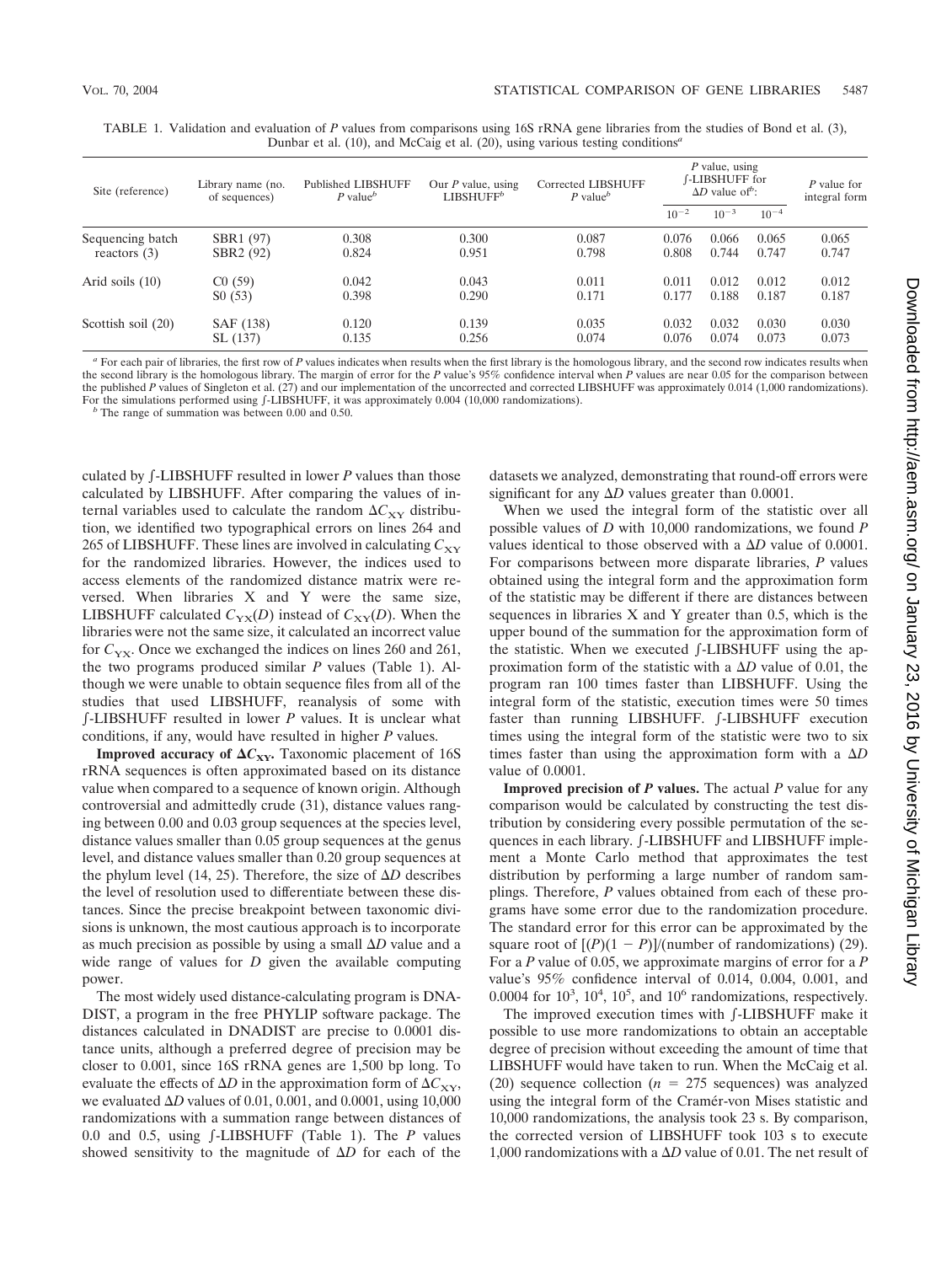TABLE 1. Validation and evaluation of $P$ values from comparisons using 16S rRNA gene libraries from the studies of Bond et al. (3), Dunbar et al. (10), and McCaig et al. (20), using various testing conditions[a]

| Site (reference) | Library name (no. of sequences) | Published LIBSHUFF $P$ value[b] | Our $P$ value, using LIBSHUFF[b] | Corrected LIBSHUFF $P$ value[b] | $P$ value, using ∫-LIBSHUFF for $\Delta D$ value of[b]: | | | $P$ value for integral form |
|---|---|---|---|---|---|---|---|---|
| | | | | | $10^{-2}$ | $10^{-3}$ | $10^{-4}$ | |
| Sequencing batch reactors (3) | SBR1 (97) | 0.308 | 0.300 | 0.087 | 0.076 | 0.066 | 0.065 | 0.065 |
| | SBR2 (92) | 0.824 | 0.951 | 0.798 | 0.808 | 0.744 | 0.747 | 0.747 |
| Arid soils (10) | C0 (59) | 0.042 | 0.043 | 0.011 | 0.011 | 0.012 | 0.012 | 0.012 |
| | S0 (53) | 0.398 | 0.290 | 0.171 | 0.177 | 0.188 | 0.187 | 0.187 |
| Scottish soil (20) | SAF (138) | 0.120 | 0.139 | 0.035 | 0.032 | 0.032 | 0.030 | 0.030 |
| | SL (137) | 0.135 | 0.256 | 0.074 | 0.076 | 0.074 | 0.073 | 0.073 |

[a] For each pair of libraries, the first row of $P$ values indicates when results when the first library is the homologous library, and the second row indicates results when the second library is the homologous library. The margin of error for the $P$ value's 95% confidence interval when $P$ values are near 0.05 for the comparison between the published $P$ values of Singleton et al. (27) and our implementation of the uncorrected and corrected LIBSHUFF was approximately 0.014 (1,000 randomizations). For the simulations performed using ∫-LIBSHUFF, it was approximately 0.004 (10,000 randomizations).

[b] The range of summation was between 0.00 and 0.50.

culated by ∫-LIBSHUFF resulted in lower $P$ values than those calculated by LIBSHUFF. After comparing the values of internal variables used to calculate the random $\Delta C_{XY}$ distribution, we identified two typographical errors on lines 264 and 265 of LIBSHUFF. These lines are involved in calculating $C_{XY}$ for the randomized libraries. However, the indices used to access elements of the randomized distance matrix were reversed. When libraries X and Y were the same size, LIBSHUFF calculated $C_{YX}(D)$ instead of $C_{XY}(D)$. When the libraries were not the same size, it calculated an incorrect value for $C_{YX}$. Once we exchanged the indices on lines 260 and 261, the two programs produced similar $P$ values (Table 1). Although we were unable to obtain sequence files from all of the studies that used LIBSHUFF, reanalysis of some with ∫-LIBSHUFF resulted in lower $P$ values. It is unclear what conditions, if any, would have resulted in higher $P$ values.

**Improved accuracy of $\Delta C_{XY}$.** Taxonomic placement of 16S rRNA sequences is often approximated based on its distance value when compared to a sequence of known origin. Although controversial and admittedly crude (31), distance values ranging between 0.00 and 0.03 group sequences at the species level, distance values smaller than 0.05 group sequences at the genus level, and distance values smaller than 0.20 group sequences at the phylum level (14, 25). Therefore, the size of $\Delta D$ describes the level of resolution used to differentiate between these distances. Since the precise breakpoint between taxonomic divisions is unknown, the most cautious approach is to incorporate as much precision as possible by using a small $\Delta D$ value and a wide range of values for $D$ given the available computing power.

The most widely used distance-calculating program is DNADIST, a program in the free PHYLIP software package. The distances calculated in DNADIST are precise to 0.0001 distance units, although a preferred degree of precision may be closer to 0.001, since 16S rRNA genes are 1,500 bp long. To evaluate the effects of $\Delta D$ in the approximation form of $\Delta C_{XY}$, we evaluated $\Delta D$ values of 0.01, 0.001, and 0.0001, using 10,000 randomizations with a summation range between distances of 0.0 and 0.5, using ∫-LIBSHUFF (Table 1). The $P$ values showed sensitivity to the magnitude of $\Delta D$ for each of the datasets we analyzed, demonstrating that round-off errors were significant for any $\Delta D$ values greater than 0.0001.

When we used the integral form of the statistic over all possible values of $D$ with 10,000 randomizations, we found $P$ values identical to those observed with a $\Delta D$ value of 0.0001. For comparisons between more disparate libraries, $P$ values obtained using the integral form and the approximation form of the statistic may be different if there are distances between sequences in libraries X and Y greater than 0.5, which is the upper bound of the summation for the approximation form of the statistic. When we executed ∫-LIBSHUFF using the approximation form of the statistic with a $\Delta D$ value of 0.01, the program ran 100 times faster than LIBSHUFF. Using the integral form of the statistic, execution times were 50 times faster than running LIBSHUFF. ∫-LIBSHUFF execution times using the integral form of the statistic were two to six times faster than using the approximation form with a $\Delta D$ value of 0.0001.

**Improved precision of $P$ values.** The actual $P$ value for any comparison would be calculated by constructing the test distribution by considering every possible permutation of the sequences in each library. ∫-LIBSHUFF and LIBSHUFF implement a Monte Carlo method that approximates the test distribution by performing a large number of random samplings. Therefore, $P$ values obtained from each of these programs have some error due to the randomization procedure. The standard error for this error can be approximated by the square root of $[(P)(1 - P)]/(\text{number of randomizations})$ (29). For a $P$ value of 0.05, we approximate margins of error for a $P$ value's 95% confidence interval of 0.014, 0.004, 0.001, and 0.0004 for $10^3$, $10^4$, $10^5$, and $10^6$ randomizations, respectively.

The improved execution times with ∫-LIBSHUFF make it possible to use more randomizations to obtain an acceptable degree of precision without exceeding the amount of time that LIBSHUFF would have taken to run. When the McCaig et al. (20) sequence collection ($n = 275$ sequences) was analyzed using the integral form of the Cramér-von Mises statistic and 10,000 randomizations, the analysis took 23 s. By comparison, the corrected version of LIBSHUFF took 103 s to execute 1,000 randomizations with a $\Delta D$ value of 0.01. The net result of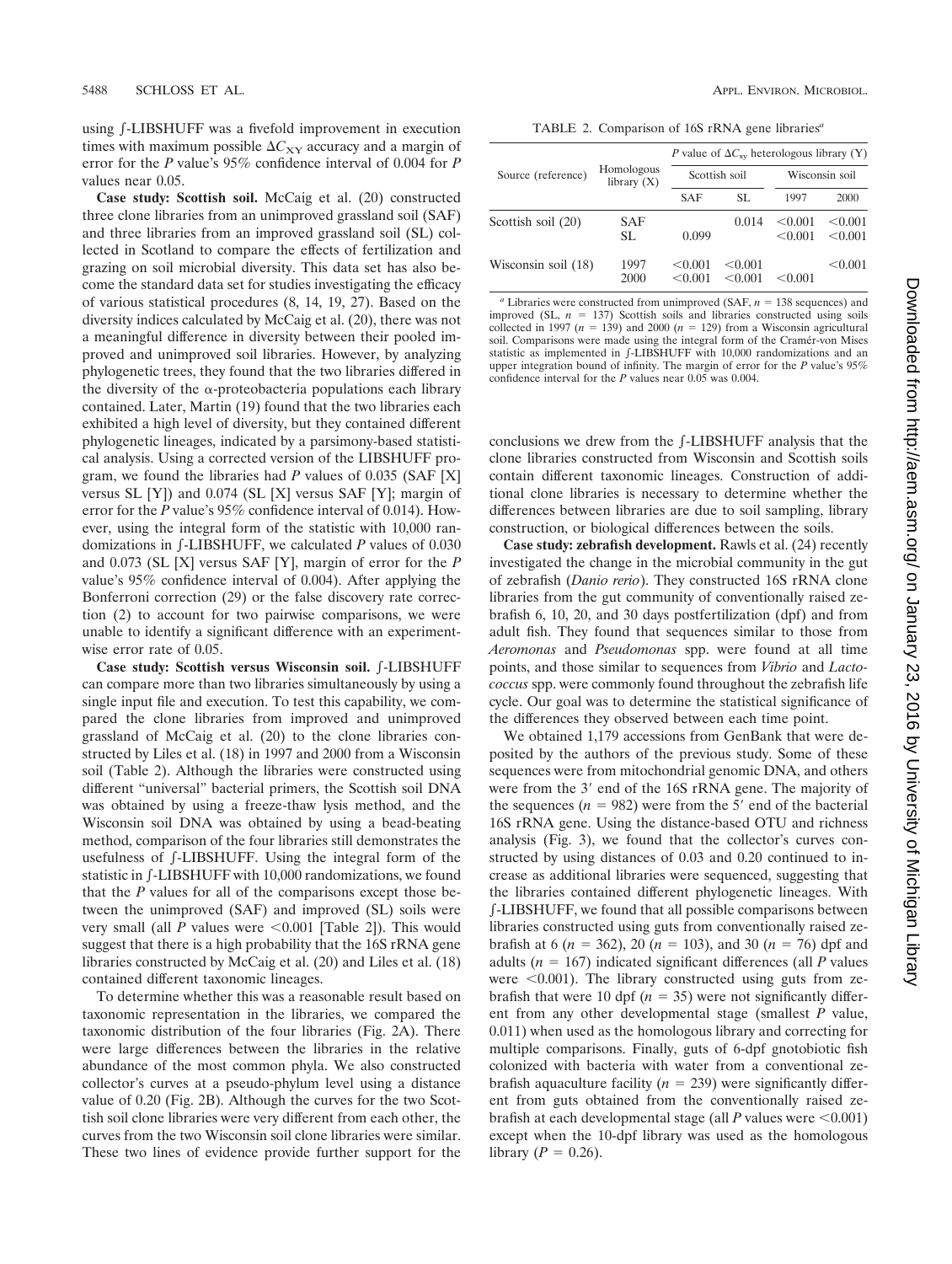using ∫-LIBSHUFF was a fivefold improvement in execution times with maximum possible $\Delta C_{XY}$ accuracy and a margin of error for the $P$ value's 95% confidence interval of 0.004 for $P$ values near 0.05.

**Case study: Scottish soil.** McCaig et al. (20) constructed three clone libraries from an unimproved grassland soil (SAF) and three libraries from an improved grassland soil (SL) collected in Scotland to compare the effects of fertilization and grazing on soil microbial diversity. This data set has also become the standard data set for studies investigating the efficacy of various statistical procedures (8, 14, 19, 27). Based on the diversity indices calculated by McCaig et al. (20), there was not a meaningful difference in diversity between their pooled improved and unimproved soil libraries. However, by analyzing phylogenetic trees, they found that the two libraries differed in the diversity of the α-proteobacteria populations each library contained. Later, Martin (19) found that the two libraries each exhibited a high level of diversity, but they contained different phylogenetic lineages, indicated by a parsimony-based statistical analysis. Using a corrected version of the LIBSHUFF program, we found the libraries had $P$ values of 0.035 (SAF [X] versus SL [Y]) and 0.074 (SL [X] versus SAF [Y]; margin of error for the $P$ value's 95% confidence interval of 0.014). However, using the integral form of the statistic with 10,000 randomizations in ∫-LIBSHUFF, we calculated $P$ values of 0.030 and 0.073 (SL [X] versus SAF [Y], margin of error for the $P$ value's 95% confidence interval of 0.004). After applying the Bonferroni correction (29) or the false discovery rate correction (2) to account for two pairwise comparisons, we were unable to identify a significant difference with an experiment-wise error rate of 0.05.

**Case study: Scottish versus Wisconsin soil.** ∫-LIBSHUFF can compare more than two libraries simultaneously by using a single input file and execution. To test this capability, we compared the clone libraries from improved and unimproved grassland of McCaig et al. (20) to the clone libraries constructed by Liles et al. (18) in 1997 and 2000 from a Wisconsin soil (Table 2). Although the libraries were constructed using different "universal" bacterial primers, the Scottish soil DNA was obtained by using a freeze-thaw lysis method, and the Wisconsin soil DNA was obtained by using a bead-beating method, comparison of the four libraries still demonstrates the usefulness of ∫-LIBSHUFF. Using the integral form of the statistic in ∫-LIBSHUFF with 10,000 randomizations, we found that the $P$ values for all of the comparisons except those between the unimproved (SAF) and improved (SL) soils were very small (all $P$ values were $<0.001$ [Table 2]). This would suggest that there is a high probability that the 16S rRNA gene libraries constructed by McCaig et al. (20) and Liles et al. (18) contained different taxonomic lineages.

To determine whether this was a reasonable result based on taxonomic representation in the libraries, we compared the taxonomic distribution of the four libraries (Fig. 2A). There were large differences between the libraries in the relative abundance of the most common phyla. We also constructed collector's curves at a pseudo-phylum level using a distance value of 0.20 (Fig. 2B). Although the curves for the two Scottish soil clone libraries were very different from each other, the curves from the two Wisconsin soil clone libraries were similar. These two lines of evidence provide further support for the conclusions we drew from the ∫-LIBSHUFF analysis that the clone libraries constructed from Wisconsin and Scottish soils contain different taxonomic lineages. Construction of additional clone libraries is necessary to determine whether the differences between libraries are due to soil sampling, library construction, or biological differences between the soils.

TABLE 2. Comparison of 16S rRNA gene libraries[a]

| Source (reference) | Homologous library (X) | $P$ value of $\Delta C_{xy}$ heterologous library (Y) | | | |
|---|---|---|---|---|---|
| | | Scottish soil | | Wisconsin soil | |
| | | SAF | SL | 1997 | 2000 |
| Scottish soil (20) | SAF | | 0.014 | <0.001 | <0.001 |
| | SL | 0.099 | | <0.001 | <0.001 |
| Wisconsin soil (18) | 1997 | <0.001 | <0.001 | | <0.001 |
| | 2000 | <0.001 | <0.001 | <0.001 | |

[a] Libraries were constructed from unimproved (SAF, $n$ = 138 sequences) and improved (SL, $n$ = 137) Scottish soils and libraries constructed using soils collected in 1997 ($n$ = 139) and 2000 ($n$ = 129) from a Wisconsin agricultural soil. Comparisons were made using the integral form of the Cramér-von Mises statistic as implemented in ∫-LIBSHUFF with 10,000 randomizations and an upper integration bound of infinity. The margin of error for the $P$ value's 95% confidence interval for the $P$ values near 0.05 was 0.004.

**Case study: zebrafish development.** Rawls et al. (24) recently investigated the change in the microbial community in the gut of zebrafish (*Danio rerio*). They constructed 16S rRNA clone libraries from the gut community of conventionally raised zebrafish 6, 10, 20, and 30 days postfertilization (dpf) and from adult fish. They found that sequences similar to those from *Aeromonas* and *Pseudomonas* spp. were found at all time points, and those similar to sequences from *Vibrio* and *Lactococcus* spp. were commonly found throughout the zebrafish life cycle. Our goal was to determine the statistical significance of the differences they observed between each time point.

We obtained 1,179 accessions from GenBank that were deposited by the authors of the previous study. Some of these sequences were from mitochondrial genomic DNA, and others were from the 3′ end of the 16S rRNA gene. The majority of the sequences ($n$ = 982) were from the 5′ end of the bacterial 16S rRNA gene. Using the distance-based OTU and richness analysis (Fig. 3), we found that the collector's curves constructed by using distances of 0.03 and 0.20 continued to increase as additional libraries were sequenced, suggesting that the libraries contained different phylogenetic lineages. With ∫-LIBSHUFF, we found that all possible comparisons between libraries constructed using guts from conventionally raised zebrafish at 6 ($n$ = 362), 20 ($n$ = 103), and 30 ($n$ = 76) dpf and adults ($n$ = 167) indicated significant differences (all $P$ values were $<0.001$). The library constructed using guts from zebrafish that were 10 dpf ($n$ = 35) were not significantly different from any other developmental stage (smallest $P$ value, 0.011) when used as the homologous library and correcting for multiple comparisons. Finally, guts of 6-dpf gnotobiotic fish colonized with bacteria with water from a conventional zebrafish aquaculture facility ($n$ = 239) were significantly different from guts obtained from the conventionally raised zebrafish at each developmental stage (all $P$ values were $<0.001$) except when the 10-dpf library was used as the homologous library ($P$ = 0.26).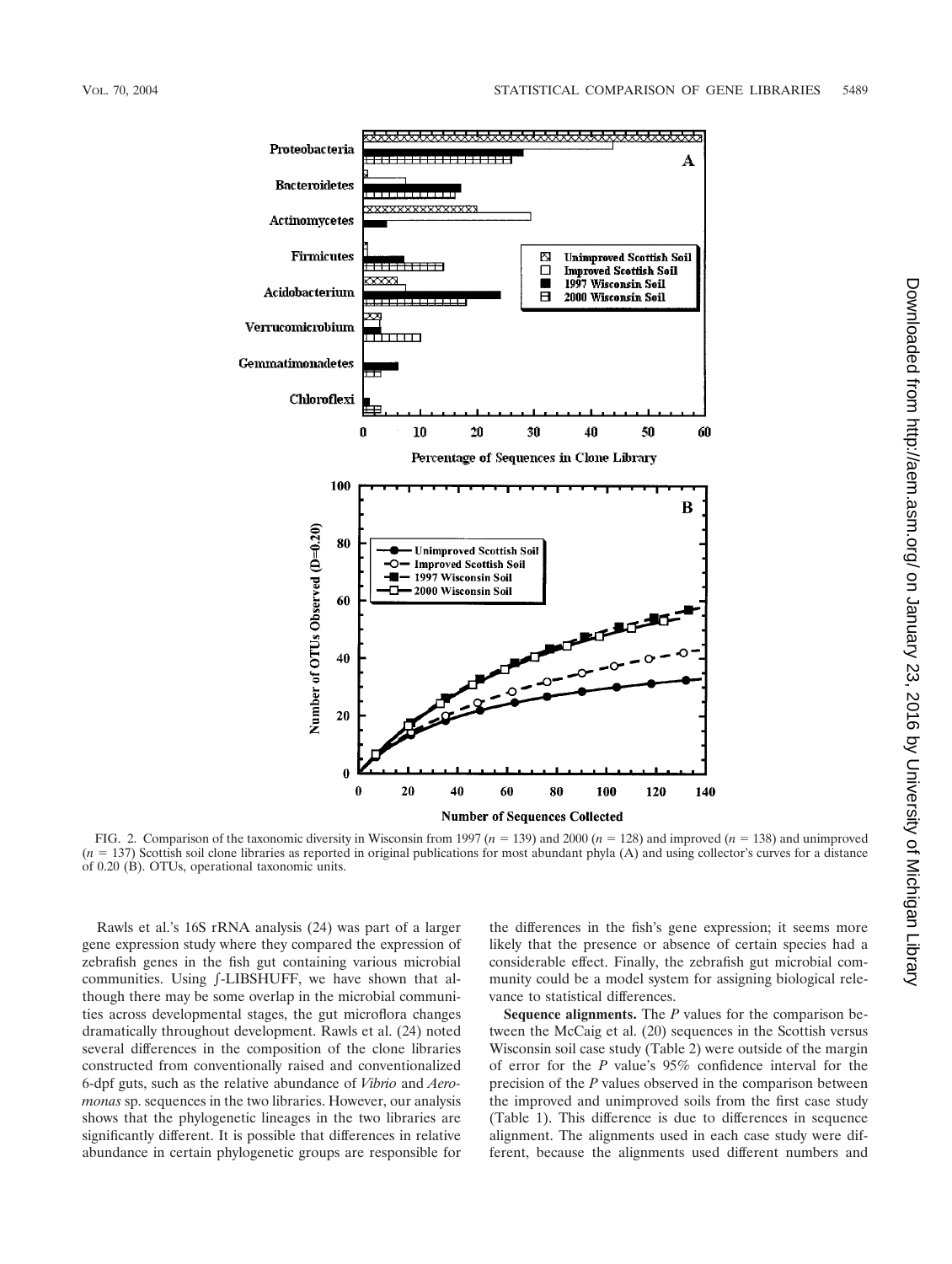FIG. 2. Comparison of the taxonomic diversity in Wisconsin from 1997 ($n = 139$) and 2000 ($n = 128$) and improved ($n = 138$) and unimproved ($n = 137$) Scottish soil clone libraries as reported in original publications for most abundant phyla (A) and using collector's curves for a distance of 0.20 (B). OTUs, operational taxonomic units.

Rawls et al.'s 16S rRNA analysis (24) was part of a larger gene expression study where they compared the expression of zebrafish genes in the fish gut containing various microbial communities. Using ∫-LIBSHUFF, we have shown that although there may be some overlap in the microbial communities across developmental stages, the gut microflora changes dramatically throughout development. Rawls et al. (24) noted several differences in the composition of the clone libraries constructed from conventionally raised and conventionalized 6-dpf guts, such as the relative abundance of *Vibrio* and *Aeromonas* sp. sequences in the two libraries. However, our analysis shows that the phylogenetic lineages in the two libraries are significantly different. It is possible that differences in relative abundance in certain phylogenetic groups are responsible for the differences in the fish's gene expression; it seems more likely that the presence or absence of certain species had a considerable effect. Finally, the zebrafish gut microbial community could be a model system for assigning biological relevance to statistical differences.

**Sequence alignments.** The *P* values for the comparison between the McCaig et al. (20) sequences in the Scottish versus Wisconsin soil case study (Table 2) were outside of the margin of error for the *P* value's 95% confidence interval for the precision of the *P* values observed in the comparison between the improved and unimproved soils from the first case study (Table 1). This difference is due to differences in sequence alignment. The alignments used in each case study were different, because the alignments used different numbers and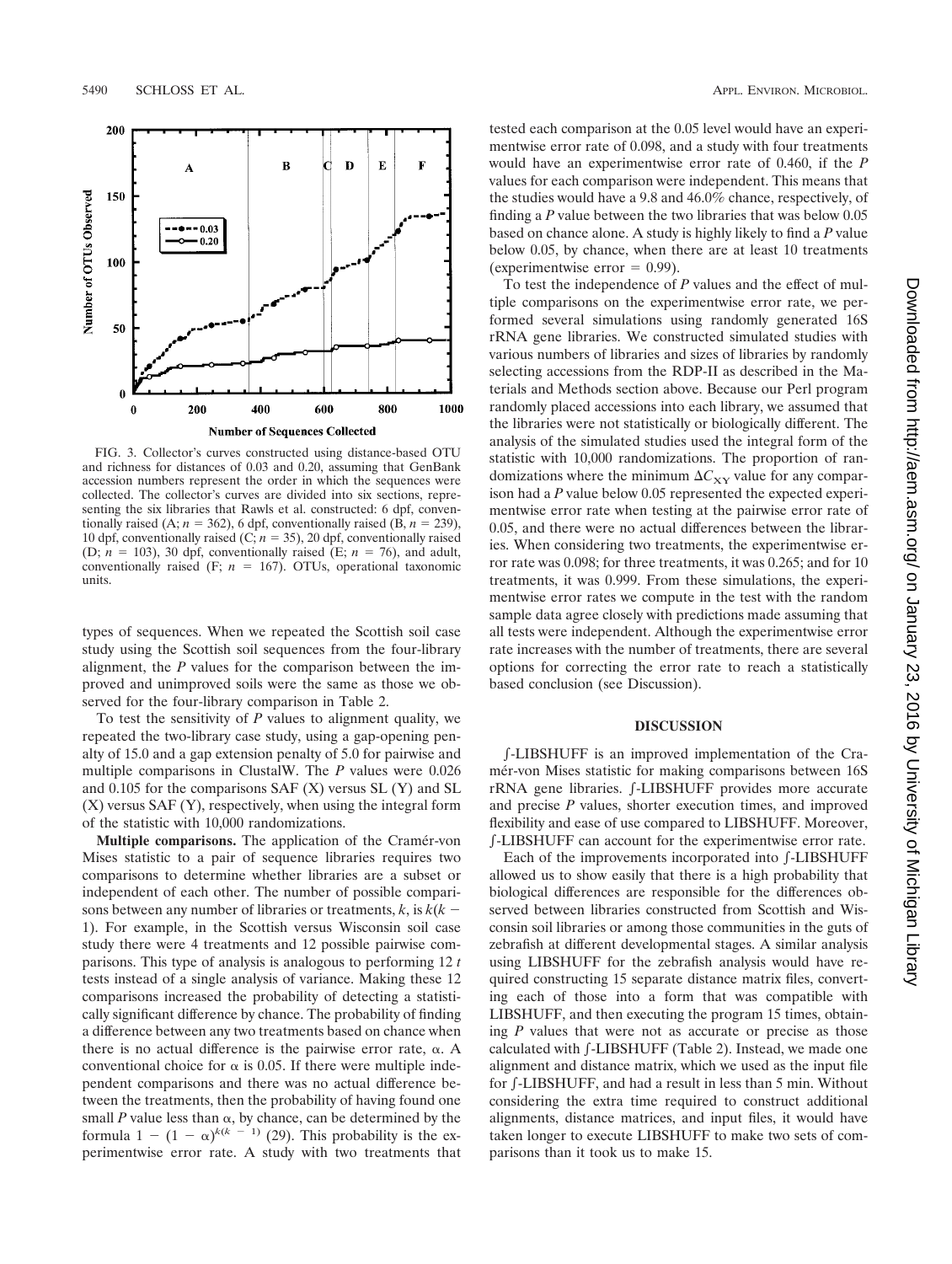FIG. 3. Collector's curves constructed using distance-based OTU and richness for distances of 0.03 and 0.20, assuming that GenBank accession numbers represent the order in which the sequences were collected. The collector's curves are divided into six sections, representing the six libraries that Rawls et al. constructed: 6 dpf, conventionally raised (A; $n = 362$), 6 dpf, conventionally raised (B, $n = 239$), 10 dpf, conventionally raised (C; $n = 35$), 20 dpf, conventionally raised (D; $n = 103$), 30 dpf, conventionally raised (E; $n = 76$), and adult, conventionally raised (F; $n = 167$). OTUs, operational taxonomic units.

types of sequences. When we repeated the Scottish soil case study using the Scottish soil sequences from the four-library alignment, the *P* values for the comparison between the improved and unimproved soils were the same as those we observed for the four-library comparison in Table 2.

To test the sensitivity of *P* values to alignment quality, we repeated the two-library case study, using a gap-opening penalty of 15.0 and a gap extension penalty of 5.0 for pairwise and multiple comparisons in ClustalW. The *P* values were 0.026 and 0.105 for the comparisons SAF (X) versus SL (Y) and SL (X) versus SAF (Y), respectively, when using the integral form of the statistic with 10,000 randomizations.

**Multiple comparisons.** The application of the Cramér-von Mises statistic to a pair of sequence libraries requires two comparisons to determine whether libraries are a subset or independent of each other. The number of possible comparisons between any number of libraries or treatments, $k$, is $k(k - 1)$. For example, in the Scottish versus Wisconsin soil case study there were 4 treatments and 12 possible pairwise comparisons. This type of analysis is analogous to performing 12 *t* tests instead of a single analysis of variance. Making these 12 comparisons increased the probability of detecting a statistically significant difference by chance. The probability of finding a difference between any two treatments based on chance when there is no actual difference is the pairwise error rate, $\alpha$. A conventional choice for $\alpha$ is 0.05. If there were multiple independent comparisons and there was no actual difference between the treatments, then the probability of having found one small *P* value less than $\alpha$, by chance, can be determined by the formula $1 - (1 - \alpha)^{k(k - 1)}$ (29). This probability is the experimentwise error rate. A study with two treatments that tested each comparison at the 0.05 level would have an experimentwise error rate of 0.098, and a study with four treatments would have an experimentwise error rate of 0.460, if the *P* values for each comparison were independent. This means that the studies would have a 9.8 and 46.0% chance, respectively, of finding a *P* value between the two libraries that was below 0.05 based on chance alone. A study is highly likely to find a *P* value below 0.05, by chance, when there are at least 10 treatments (experimentwise error = 0.99).

To test the independence of *P* values and the effect of multiple comparisons on the experimentwise error rate, we performed several simulations using randomly generated 16S rRNA gene libraries. We constructed simulated studies with various numbers of libraries and sizes of libraries by randomly selecting accessions from the RDP-II as described in the Materials and Methods section above. Because our Perl program randomly placed accessions into each library, we assumed that the libraries were not statistically or biologically different. The analysis of the simulated studies used the integral form of the statistic with 10,000 randomizations. The proportion of randomizations where the minimum $\Delta C_{XY}$ value for any comparison had a *P* value below 0.05 represented the expected experimentwise error rate when testing at the pairwise error rate of 0.05, and there were no actual differences between the libraries. When considering two treatments, the experimentwise error rate was 0.098; for three treatments, it was 0.265; and for 10 treatments, it was 0.999. From these simulations, the experimentwise error rates we compute in the test with the random sample data agree closely with predictions made assuming that all tests were independent. Although the experimentwise error rate increases with the number of treatments, there are several options for correcting the error rate to reach a statistically based conclusion (see Discussion).

## DISCUSSION

∫-LIBSHUFF is an improved implementation of the Cramér-von Mises statistic for making comparisons between 16S rRNA gene libraries. ∫-LIBSHUFF provides more accurate and precise *P* values, shorter execution times, and improved flexibility and ease of use compared to LIBSHUFF. Moreover, ∫-LIBSHUFF can account for the experimentwise error rate.

Each of the improvements incorporated into ∫-LIBSHUFF allowed us to show easily that there is a high probability that biological differences are responsible for the differences observed between libraries constructed from Scottish and Wisconsin soil libraries or among those communities in the guts of zebrafish at different developmental stages. A similar analysis using LIBSHUFF for the zebrafish analysis would have required constructing 15 separate distance matrix files, converting each of those into a form that was compatible with LIBSHUFF, and then executing the program 15 times, obtaining *P* values that were not as accurate or precise as those calculated with ∫-LIBSHUFF (Table 2). Instead, we made one alignment and distance matrix, which we used as the input file for ∫-LIBSHUFF, and had a result in less than 5 min. Without considering the extra time required to construct additional alignments, distance matrices, and input files, it would have taken longer to execute LIBSHUFF to make two sets of comparisons than it took us to make 15.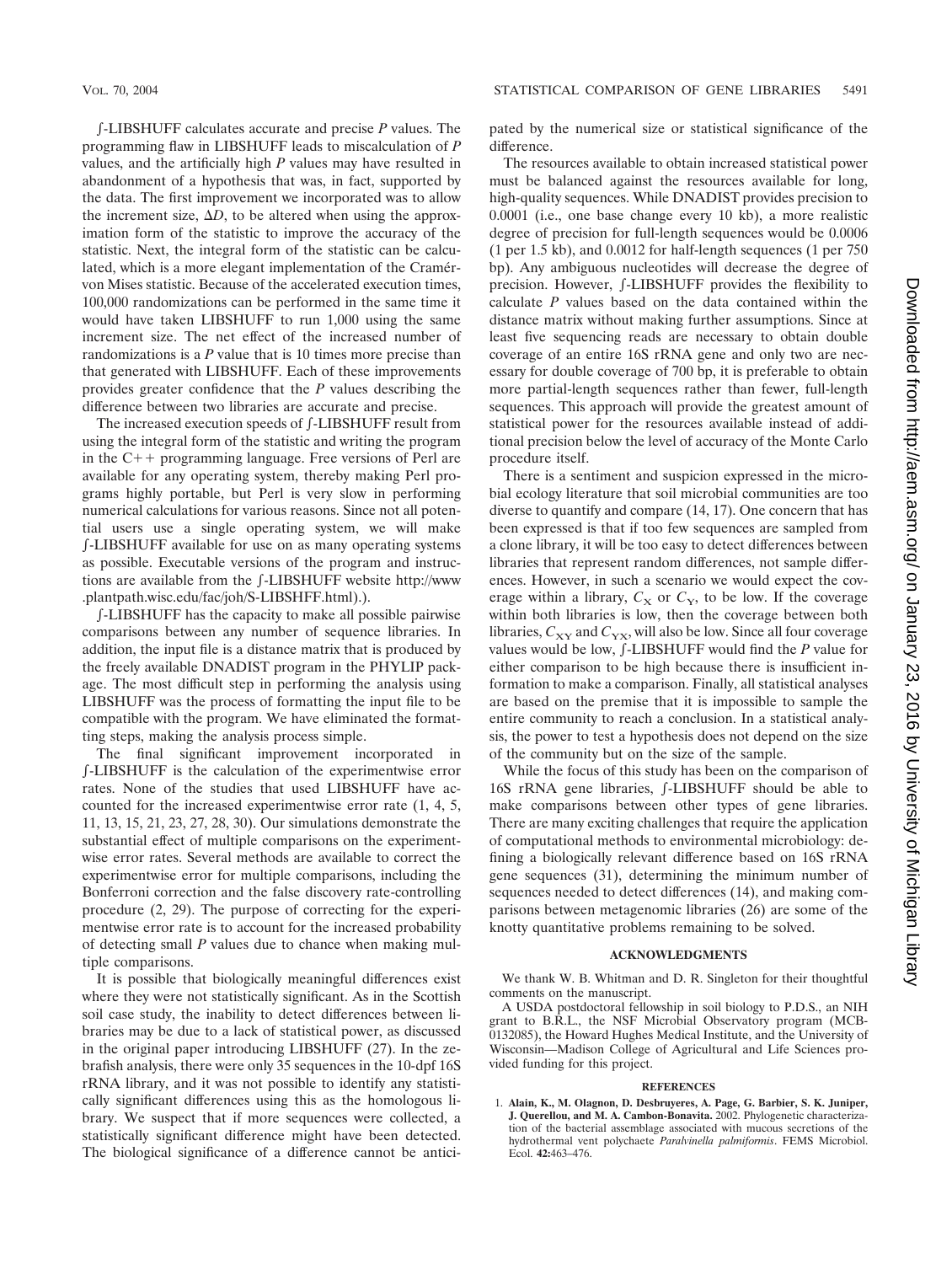∫-LIBSHUFF calculates accurate and precise *P* values. The programming flaw in LIBSHUFF leads to miscalculation of *P* values, and the artificially high *P* values may have resulted in abandonment of a hypothesis that was, in fact, supported by the data. The first improvement we incorporated was to allow the increment size, $\Delta D$, to be altered when using the approximation form of the statistic to improve the accuracy of the statistic. Next, the integral form of the statistic can be calculated, which is a more elegant implementation of the Cramér-von Mises statistic. Because of the accelerated execution times, 100,000 randomizations can be performed in the same time it would have taken LIBSHUFF to run 1,000 using the same increment size. The net effect of the increased number of randomizations is a *P* value that is 10 times more precise than that generated with LIBSHUFF. Each of these improvements provides greater confidence that the *P* values describing the difference between two libraries are accurate and precise.

The increased execution speeds of ∫-LIBSHUFF result from using the integral form of the statistic and writing the program in the C++ programming language. Free versions of Perl are available for any operating system, thereby making Perl programs highly portable, but Perl is very slow in performing numerical calculations for various reasons. Since not all potential users use a single operating system, we will make ∫-LIBSHUFF available for use on as many operating systems as possible. Executable versions of the program and instructions are available from the ∫-LIBSHUFF website http://www.plantpath.wisc.edu/fac/joh/S-LIBSHFF.html).).

∫-LIBSHUFF has the capacity to make all possible pairwise comparisons between any number of sequence libraries. In addition, the input file is a distance matrix that is produced by the freely available DNADIST program in the PHYLIP package. The most difficult step in performing the analysis using LIBSHUFF was the process of formatting the input file to be compatible with the program. We have eliminated the formatting steps, making the analysis process simple.

The final significant improvement incorporated in ∫-LIBSHUFF is the calculation of the experimentwise error rates. None of the studies that used LIBSHUFF have accounted for the increased experimentwise error rate (1, 4, 5, 11, 13, 15, 21, 23, 27, 28, 30). Our simulations demonstrate the substantial effect of multiple comparisons on the experimentwise error rates. Several methods are available to correct the experimentwise error for multiple comparisons, including the Bonferroni correction and the false discovery rate-controlling procedure (2, 29). The purpose of correcting for the experimentwise error rate is to account for the increased probability of detecting small *P* values due to chance when making multiple comparisons.

It is possible that biologically meaningful differences exist where they were not statistically significant. As in the Scottish soil case study, the inability to detect differences between libraries may be due to a lack of statistical power, as discussed in the original paper introducing LIBSHUFF (27). In the zebrafish analysis, there were only 35 sequences in the 10-dpf 16S rRNA library, and it was not possible to identify any statistically significant differences using this as the homologous library. We suspect that if more sequences were collected, a statistically significant difference might have been detected. The biological significance of a difference cannot be anticipated by the numerical size or statistical significance of the difference.

The resources available to obtain increased statistical power must be balanced against the resources available for long, high-quality sequences. While DNADIST provides precision to 0.0001 (i.e., one base change every 10 kb), a more realistic degree of precision for full-length sequences would be 0.0006 (1 per 1.5 kb), and 0.0012 for half-length sequences (1 per 750 bp). Any ambiguous nucleotides will decrease the degree of precision. However, ∫-LIBSHUFF provides the flexibility to calculate *P* values based on the data contained within the distance matrix without making further assumptions. Since at least five sequencing reads are necessary to obtain double coverage of an entire 16S rRNA gene and only two are necessary for double coverage of 700 bp, it is preferable to obtain more partial-length sequences rather than fewer, full-length sequences. This approach will provide the greatest amount of statistical power for the resources available instead of additional precision below the level of accuracy of the Monte Carlo procedure itself.

There is a sentiment and suspicion expressed in the microbial ecology literature that soil microbial communities are too diverse to quantify and compare (14, 17). One concern that has been expressed is that if too few sequences are sampled from a clone library, it will be too easy to detect differences between libraries that represent random differences, not sample differences. However, in such a scenario we would expect the coverage within a library, $C_X$ or $C_Y$, to be low. If the coverage within both libraries is low, then the coverage between both libraries, $C_{XY}$ and $C_{YX}$, will also be low. Since all four coverage values would be low, ∫-LIBSHUFF would find the *P* value for either comparison to be high because there is insufficient information to make a comparison. Finally, all statistical analyses are based on the premise that it is impossible to sample the entire community to reach a conclusion. In a statistical analysis, the power to test a hypothesis does not depend on the size of the community but on the size of the sample.

While the focus of this study has been on the comparison of 16S rRNA gene libraries, ∫-LIBSHUFF should be able to make comparisons between other types of gene libraries. There are many exciting challenges that require the application of computational methods to environmental microbiology: defining a biologically relevant difference based on 16S rRNA gene sequences (31), determining the minimum number of sequences needed to detect differences (14), and making comparisons between metagenomic libraries (26) are some of the knotty quantitative problems remaining to be solved.

## ACKNOWLEDGMENTS

We thank W. B. Whitman and D. R. Singleton for their thoughtful comments on the manuscript.

A USDA postdoctoral fellowship in soil biology to P.D.S., an NIH grant to B.R.L., the NSF Microbial Observatory program (MCB-0132085), the Howard Hughes Medical Institute, and the University of Wisconsin—Madison College of Agricultural and Life Sciences provided funding for this project.

## REFERENCES

1. **Alain, K., M. Olagnon, D. Desbruyeres, A. Page, G. Barbier, S. K. Juniper, J. Querellou, and M. A. Cambon-Bonavita.** 2002. Phylogenetic characterization of the bacterial assemblage associated with mucous secretions of the hydrothermal vent polychaete *Paralvinella palmiformis*. FEMS Microbiol. Ecol. **42:**463–476.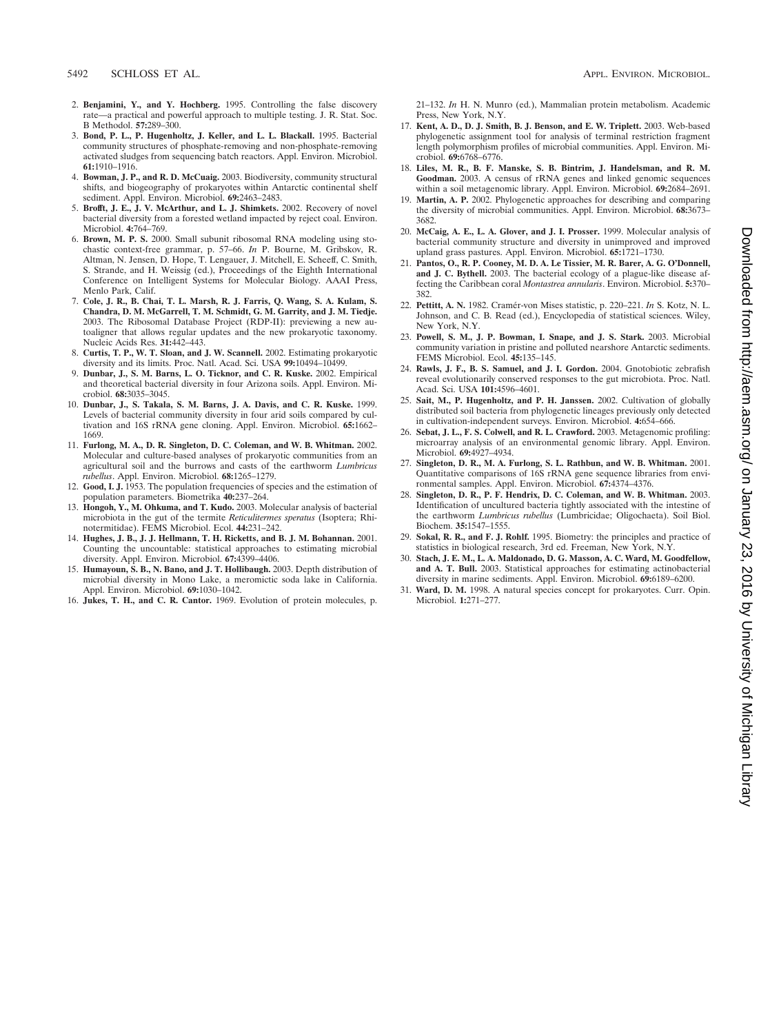2. **Benjamini, Y., and Y. Hochberg.** 1995. Controlling the false discovery rate—a practical and powerful approach to multiple testing. J. R. Stat. Soc. B Methodol. **57:**289–300.
3. **Bond, P. L., P. Hugenholtz, J. Keller, and L. L. Blackall.** 1995. Bacterial community structures of phosphate-removing and non-phosphate-removing activated sludges from sequencing batch reactors. Appl. Environ. Microbiol. **61:**1910–1916.
4. **Bowman, J. P., and R. D. McCuaig.** 2003. Biodiversity, community structural shifts, and biogeography of prokaryotes within Antarctic continental shelf sediment. Appl. Environ. Microbiol. **69:**2463–2483.
5. **Brofft, J. E., J. V. McArthur, and L. J. Shimkets.** 2002. Recovery of novel bacterial diversity from a forested wetland impacted by reject coal. Environ. Microbiol. **4:**764–769.
6. **Brown, M. P. S.** 2000. Small subunit ribosomal RNA modeling using stochastic context-free grammar, p. 57–66. *In* P. Bourne, M. Gribskov, R. Altman, N. Jensen, D. Hope, T. Lengauer, J. Mitchell, E. Scheeff, C. Smith, S. Strande, and H. Weissig (ed.), Proceedings of the Eighth International Conference on Intelligent Systems for Molecular Biology. AAAI Press, Menlo Park, Calif.
7. **Cole, J. R., B. Chai, T. L. Marsh, R. J. Farris, Q. Wang, S. A. Kulam, S. Chandra, D. M. McGarrell, T. M. Schmidt, G. M. Garrity, and J. M. Tiedje.** 2003. The Ribosomal Database Project (RDP-II): previewing a new autoaligner that allows regular updates and the new prokaryotic taxonomy. Nucleic Acids Res. **31:**442–443.
8. **Curtis, T. P., W. T. Sloan, and J. W. Scannell.** 2002. Estimating prokaryotic diversity and its limits. Proc. Natl. Acad. Sci. USA **99:**10494–10499.
9. **Dunbar, J., S. M. Barns, L. O. Ticknor, and C. R. Kuske.** 2002. Empirical and theoretical bacterial diversity in four Arizona soils. Appl. Environ. Microbiol. **68:**3035–3045.
10. **Dunbar, J., S. Takala, S. M. Barns, J. A. Davis, and C. R. Kuske.** 1999. Levels of bacterial community diversity in four arid soils compared by cultivation and 16S rRNA gene cloning. Appl. Environ. Microbiol. **65:**1662–1669.
11. **Furlong, M. A., D. R. Singleton, D. C. Coleman, and W. B. Whitman.** 2002. Molecular and culture-based analyses of prokaryotic communities from an agricultural soil and the burrows and casts of the earthworm *Lumbricus rubellus*. Appl. Environ. Microbiol. **68:**1265–1279.
12. **Good, I. J.** 1953. The population frequencies of species and the estimation of population parameters. Biometrika **40:**237–264.
13. **Hongoh, Y., M. Ohkuma, and T. Kudo.** 2003. Molecular analysis of bacterial microbiota in the gut of the termite *Reticulitermes speratus* (Isoptera; Rhinotermitidae). FEMS Microbiol. Ecol. **44:**231–242.
14. **Hughes, J. B., J. J. Hellmann, T. H. Ricketts, and B. J. M. Bohannan.** 2001. Counting the uncountable: statistical approaches to estimating microbial diversity. Appl. Environ. Microbiol. **67:**4399–4406.
15. **Humayoun, S. B., N. Bano, and J. T. Hollibaugh.** 2003. Depth distribution of microbial diversity in Mono Lake, a meromictic soda lake in California. Appl. Environ. Microbiol. **69:**1030–1042.
16. **Jukes, T. H., and C. R. Cantor.** 1969. Evolution of protein molecules, p. 21–132. *In* H. N. Munro (ed.), Mammalian protein metabolism. Academic Press, New York, N.Y.
17. **Kent, A. D., D. J. Smith, B. J. Benson, and E. W. Triplett.** 2003. Web-based phylogenetic assignment tool for analysis of terminal restriction fragment length polymorphism profiles of microbial communities. Appl. Environ. Microbiol. **69:**6768–6776.
18. **Liles, M. R., B. F. Manske, S. B. Bintrim, J. Handelsman, and R. M. Goodman.** 2003. A census of rRNA genes and linked genomic sequences within a soil metagenomic library. Appl. Environ. Microbiol. **69:**2684–2691.
19. **Martin, A. P.** 2002. Phylogenetic approaches for describing and comparing the diversity of microbial communities. Appl. Environ. Microbiol. **68:**3673–3682.
20. **McCaig, A. E., L. A. Glover, and J. I. Prosser.** 1999. Molecular analysis of bacterial community structure and diversity in unimproved and improved upland grass pastures. Appl. Environ. Microbiol. **65:**1721–1730.
21. **Pantos, O., R. P. Cooney, M. D. A. Le Tissier, M. R. Barer, A. G. O'Donnell, and J. C. Bythell.** 2003. The bacterial ecology of a plague-like disease affecting the Caribbean coral *Montastrea annularis*. Environ. Microbiol. **5:**370–382.
22. **Pettitt, A. N.** 1982. Cramér-von Mises statistic, p. 220–221. *In* S. Kotz, N. L. Johnson, and C. B. Read (ed.), Encyclopedia of statistical sciences. Wiley, New York, N.Y.
23. **Powell, S. M., J. P. Bowman, I. Snape, and J. S. Stark.** 2003. Microbial community variation in pristine and polluted nearshore Antarctic sediments. FEMS Microbiol. Ecol. **45:**135–145.
24. **Rawls, J. F., B. S. Samuel, and J. I. Gordon.** 2004. Gnotobiotic zebrafish reveal evolutionarily conserved responses to the gut microbiota. Proc. Natl. Acad. Sci. USA **101:**4596–4601.
25. **Sait, M., P. Hugenholtz, and P. H. Janssen.** 2002. Cultivation of globally distributed soil bacteria from phylogenetic lineages previously only detected in cultivation-independent surveys. Environ. Microbiol. **4:**654–666.
26. **Sebat, J. L., F. S. Colwell, and R. L. Crawford.** 2003. Metagenomic profiling: microarray analysis of an environmental genomic library. Appl. Environ. Microbiol. **69:**4927–4934.
27. **Singleton, D. R., M. A. Furlong, S. L. Rathbun, and W. B. Whitman.** 2001. Quantitative comparisons of 16S rRNA gene sequence libraries from environmental samples. Appl. Environ. Microbiol. **67:**4374–4376.
28. **Singleton, D. R., P. F. Hendrix, D. C. Coleman, and W. B. Whitman.** 2003. Identification of uncultured bacteria tightly associated with the intestine of the earthworm *Lumbricus rubellus* (Lumbricidae; Oligochaeta). Soil Biol. Biochem. **35:**1547–1555.
29. **Sokal, R. R., and F. J. Rohlf.** 1995. Biometry: the principles and practice of statistics in biological research, 3rd ed. Freeman, New York, N.Y.
30. **Stach, J. E. M., L. A. Maldonado, D. G. Masson, A. C. Ward, M. Goodfellow, and A. T. Bull.** 2003. Statistical approaches for estimating actinobacterial diversity in marine sediments. Appl. Environ. Microbiol. **69:**6189–6200.
31. **Ward, D. M.** 1998. A natural species concept for prokaryotes. Curr. Opin. Microbiol. **1:**271–277.